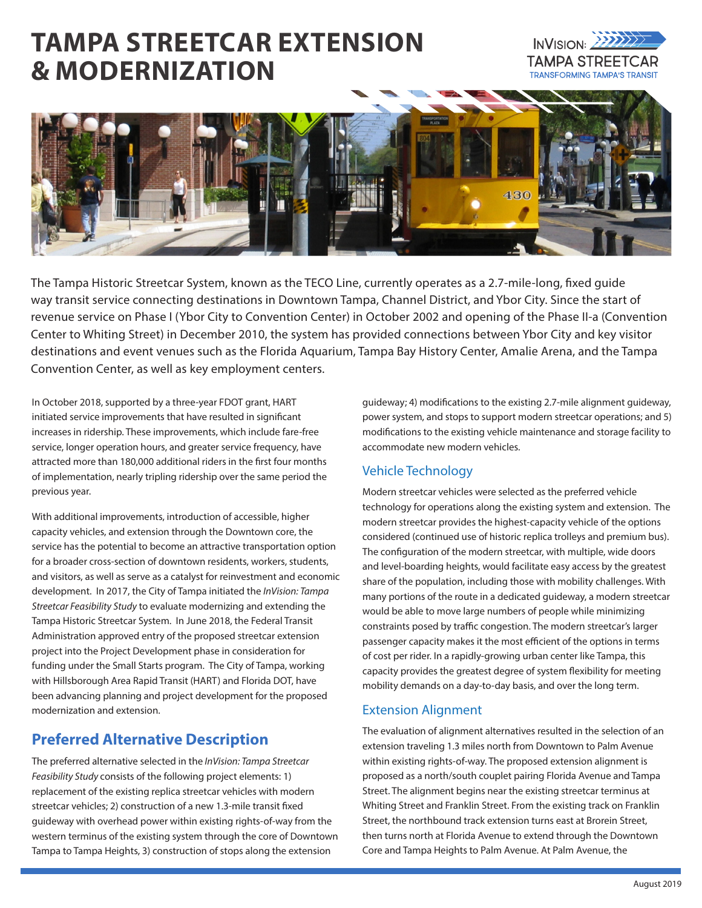# TAMPA STREETCAR EXTENSION & MODERNIZATION

INVISION: TAMPA STREETCAR
TRANSFORMING TAMPA'S TRANSIT

The Tampa Historic Streetcar System, known as the TECO Line, currently operates as a 2.7-mile-long, fixed guide way transit service connecting destinations in Downtown Tampa, Channel District, and Ybor City. Since the start of revenue service on Phase I (Ybor City to Convention Center) in October 2002 and opening of the Phase II-a (Convention Center to Whiting Street) in December 2010, the system has provided connections between Ybor City and key visitor destinations and event venues such as the Florida Aquarium, Tampa Bay History Center, Amalie Arena, and the Tampa Convention Center, as well as key employment centers.

In October 2018, supported by a three-year FDOT grant, HART initiated service improvements that have resulted in significant increases in ridership. These improvements, which include fare-free service, longer operation hours, and greater service frequency, have attracted more than 180,000 additional riders in the first four months of implementation, nearly tripling ridership over the same period the previous year.

With additional improvements, introduction of accessible, higher capacity vehicles, and extension through the Downtown core, the service has the potential to become an attractive transportation option for a broader cross-section of downtown residents, workers, students, and visitors, as well as serve as a catalyst for reinvestment and economic development. In 2017, the City of Tampa initiated the *InVision: Tampa Streetcar Feasibility Study* to evaluate modernizing and extending the Tampa Historic Streetcar System. In June 2018, the Federal Transit Administration approved entry of the proposed streetcar extension project into the Project Development phase in consideration for funding under the Small Starts program. The City of Tampa, working with Hillsborough Area Rapid Transit (HART) and Florida DOT, have been advancing planning and project development for the proposed modernization and extension.

## Preferred Alternative Description

The preferred alternative selected in the *InVision: Tampa Streetcar Feasibility Study* consists of the following project elements: 1) replacement of the existing replica streetcar vehicles with modern streetcar vehicles; 2) construction of a new 1.3-mile transit fixed guideway with overhead power within existing rights-of-way from the western terminus of the existing system through the core of Downtown Tampa to Tampa Heights, 3) construction of stops along the extension guideway; 4) modifications to the existing 2.7-mile alignment guideway, power system, and stops to support modern streetcar operations; and 5) modifications to the existing vehicle maintenance and storage facility to accommodate new modern vehicles.

### Vehicle Technology

Modern streetcar vehicles were selected as the preferred vehicle technology for operations along the existing system and extension. The modern streetcar provides the highest-capacity vehicle of the options considered (continued use of historic replica trolleys and premium bus). The configuration of the modern streetcar, with multiple, wide doors and level-boarding heights, would facilitate easy access by the greatest share of the population, including those with mobility challenges. With many portions of the route in a dedicated guideway, a modern streetcar would be able to move large numbers of people while minimizing constraints posed by traffic congestion. The modern streetcar's larger passenger capacity makes it the most efficient of the options in terms of cost per rider. In a rapidly-growing urban center like Tampa, this capacity provides the greatest degree of system flexibility for meeting mobility demands on a day-to-day basis, and over the long term.

### Extension Alignment

The evaluation of alignment alternatives resulted in the selection of an extension traveling 1.3 miles north from Downtown to Palm Avenue within existing rights-of-way. The proposed extension alignment is proposed as a north/south couplet pairing Florida Avenue and Tampa Street. The alignment begins near the existing streetcar terminus at Whiting Street and Franklin Street. From the existing track on Franklin Street, the northbound track extension turns east at Brorein Street, then turns north at Florida Avenue to extend through the Downtown Core and Tampa Heights to Palm Avenue. At Palm Avenue, the

August 2019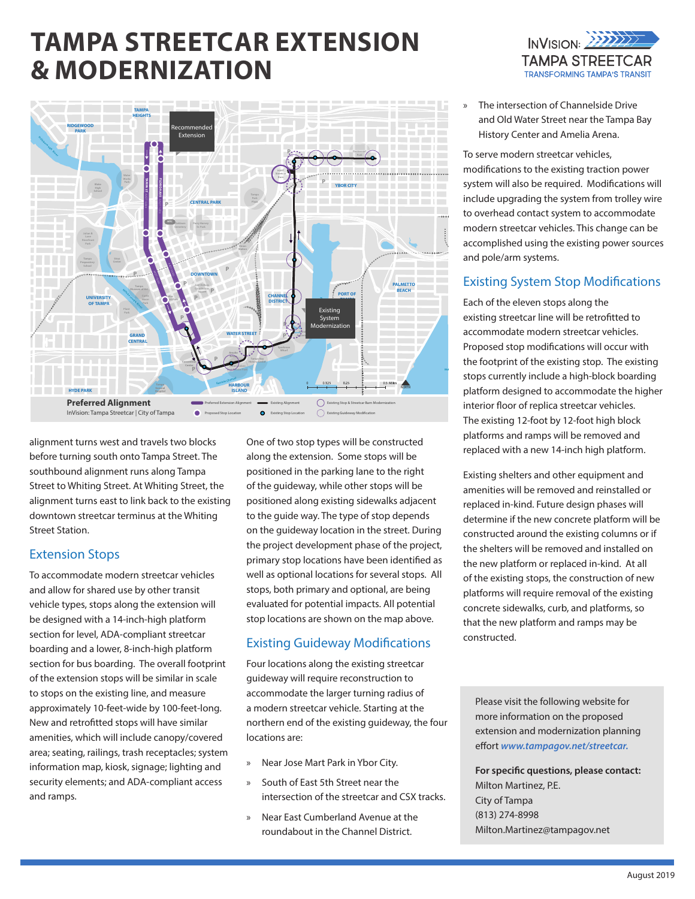# TAMPA STREETCAR EXTENSION & MODERNIZATION

INVISION: TAMPA STREETCAR
TRANSFORMING TAMPA'S TRANSIT

Recommended Extension

Existing System Modernization

**Preferred Alignment**
InVision: Tampa Streetcar | City of Tampa

Preferred Extension Alignment
Existing Alignment
Existing Stop & Streetcar Barn Modernization
Proposed Stop Location
Existing Stop Location
Existing Guideway Modification

alignment turns west and travels two blocks before turning south onto Tampa Street. The southbound alignment runs along Tampa Street to Whiting Street. At Whiting Street, the alignment turns east to link back to the existing downtown streetcar terminus at the Whiting Street Station.

## Extension Stops

To accommodate modern streetcar vehicles and allow for shared use by other transit vehicle types, stops along the extension will be designed with a 14-inch-high platform section for level, ADA-compliant streetcar boarding and a lower, 8-inch-high platform section for bus boarding. The overall footprint of the extension stops will be similar in scale to stops on the existing line, and measure approximately 10-feet-wide by 100-feet-long. New and retrofitted stops will have similar amenities, which will include canopy/covered area; seating, railings, trash receptacles; system information map, kiosk, signage; lighting and security elements; and ADA-compliant access and ramps.

One of two stop types will be constructed along the extension. Some stops will be positioned in the parking lane to the right of the guideway, while other stops will be positioned along existing sidewalks adjacent to the guide way. The type of stop depends on the guideway location in the street. During the project development phase of the project, primary stop locations have been identified as well as optional locations for several stops. All stops, both primary and optional, are being evaluated for potential impacts. All potential stop locations are shown on the map above.

## Existing Guideway Modifications

Four locations along the existing streetcar guideway will require reconstruction to accommodate the larger turning radius of a modern streetcar vehicle. Starting at the northern end of the existing guideway, the four locations are:

- Near Jose Mart Park in Ybor City.
- South of East 5th Street near the intersection of the streetcar and CSX tracks.
- Near East Cumberland Avenue at the roundabout in the Channel District.
- The intersection of Channelside Drive and Old Water Street near the Tampa Bay History Center and Amelia Arena.

To serve modern streetcar vehicles, modifications to the existing traction power system will also be required. Modifications will include upgrading the system from trolley wire to overhead contact system to accommodate modern streetcar vehicles. This change can be accomplished using the existing power sources and pole/arm systems.

## Existing System Stop Modifications

Each of the eleven stops along the existing streetcar line will be retrofitted to accommodate modern streetcar vehicles. Proposed stop modifications will occur with the footprint of the existing stop. The existing stops currently include a high-block boarding platform designed to accommodate the higher interior floor of replica streetcar vehicles. The existing 12-foot by 12-foot high block platforms and ramps will be removed and replaced with a new 14-inch high platform.

Existing shelters and other equipment and amenities will be removed and reinstalled or replaced in-kind. Future design phases will determine if the new concrete platform will be constructed around the existing columns or if the shelters will be removed and installed on the new platform or replaced in-kind. At all of the existing stops, the construction of new platforms will require removal of the existing concrete sidewalks, curb, and platforms, so that the new platform and ramps may be constructed.

Please visit the following website for more information on the proposed extension and modernization planning effort ***www.tampagov.net/streetcar.***

**For specific questions, please contact:**
Milton Martinez, P.E.
City of Tampa
(813) 274-8998
Milton.Martinez@tampagov.net

August 2019